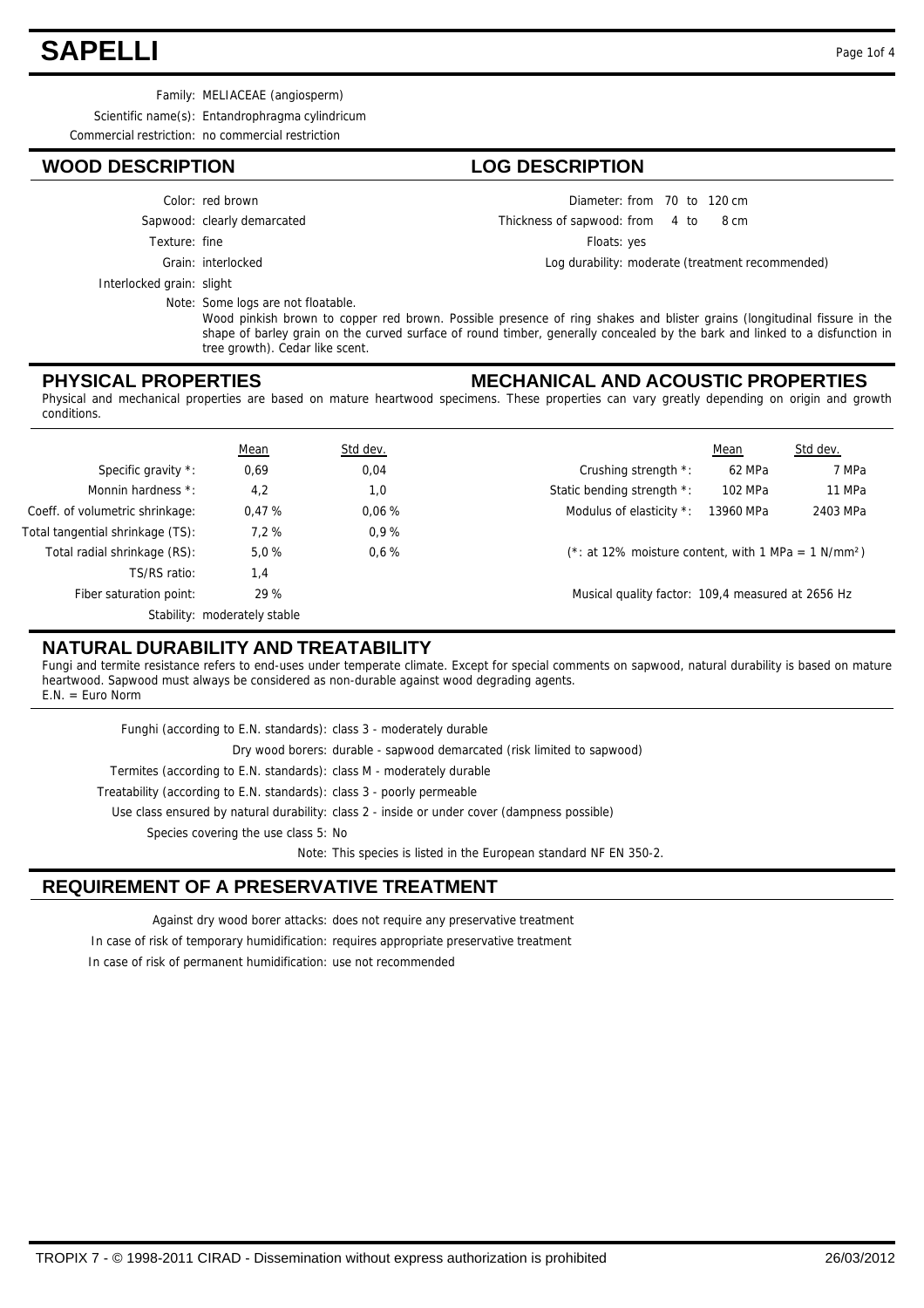# SAPELLI

Family: MELIACEAE (angiosperm)
Scientific name(s): Entandrophragma cylindricum
Commercial restriction: no commercial restriction

## WOOD DESCRIPTION

Color: red brown
Sapwood: clearly demarcated
Texture: fine
Grain: interlocked
Interlocked grain: slight
Note: Some logs are not floatable.
Wood pinkish brown to copper red brown. Possible presence of ring shakes and blister grains (longitudinal fissure in the shape of barley grain on the curved surface of round timber, generally concealed by the bark and linked to a disfunction in tree growth). Cedar like scent.

## LOG DESCRIPTION

Diameter: from 70 to 120 cm
Thickness of sapwood: from 4 to 8 cm
Floats: yes
Log durability: moderate (treatment recommended)

## PHYSICAL PROPERTIES

## MECHANICAL AND ACOUSTIC PROPERTIES

Physical and mechanical properties are based on mature heartwood specimens. These properties can vary greatly depending on origin and growth conditions.

| | Mean | Std dev. |
|---|---|---|
| Specific gravity *: | 0,69 | 0,04 |
| Monnin hardness *: | 4,2 | 1,0 |
| Coeff. of volumetric shrinkage: | 0,47 % | 0,06 % |
| Total tangential shrinkage (TS): | 7,2 % | 0,9 % |
| Total radial shrinkage (RS): | 5,0 % | 0,6 % |
| TS/RS ratio: | 1,4 | |
| Fiber saturation point: | 29 % | |
| Stability: | moderately stable | |

| | Mean | Std dev. |
|---|---|---|
| Crushing strength *: | 62 MPa | 7 MPa |
| Static bending strength *: | 102 MPa | 11 MPa |
| Modulus of elasticity *: | 13960 MPa | 2403 MPa |

(*: at 12% moisture content, with 1 MPa = 1 N/mm²)

Musical quality factor: 109,4 measured at 2656 Hz

## NATURAL DURABILITY AND TREATABILITY

Fungi and termite resistance refers to end-uses under temperate climate. Except for special comments on sapwood, natural durability is based on mature heartwood. Sapwood must always be considered as non-durable against wood degrading agents.
E.N. = Euro Norm

Funghi (according to E.N. standards): class 3 - moderately durable
Dry wood borers: durable - sapwood demarcated (risk limited to sapwood)
Termites (according to E.N. standards): class M - moderately durable
Treatability (according to E.N. standards): class 3 - poorly permeable
Use class ensured by natural durability: class 2 - inside or under cover (dampness possible)
Species covering the use class 5: No
Note: This species is listed in the European standard NF EN 350-2.

## REQUIREMENT OF A PRESERVATIVE TREATMENT

Against dry wood borer attacks: does not require any preservative treatment
In case of risk of temporary humidification: requires appropriate preservative treatment
In case of risk of permanent humidification: use not recommended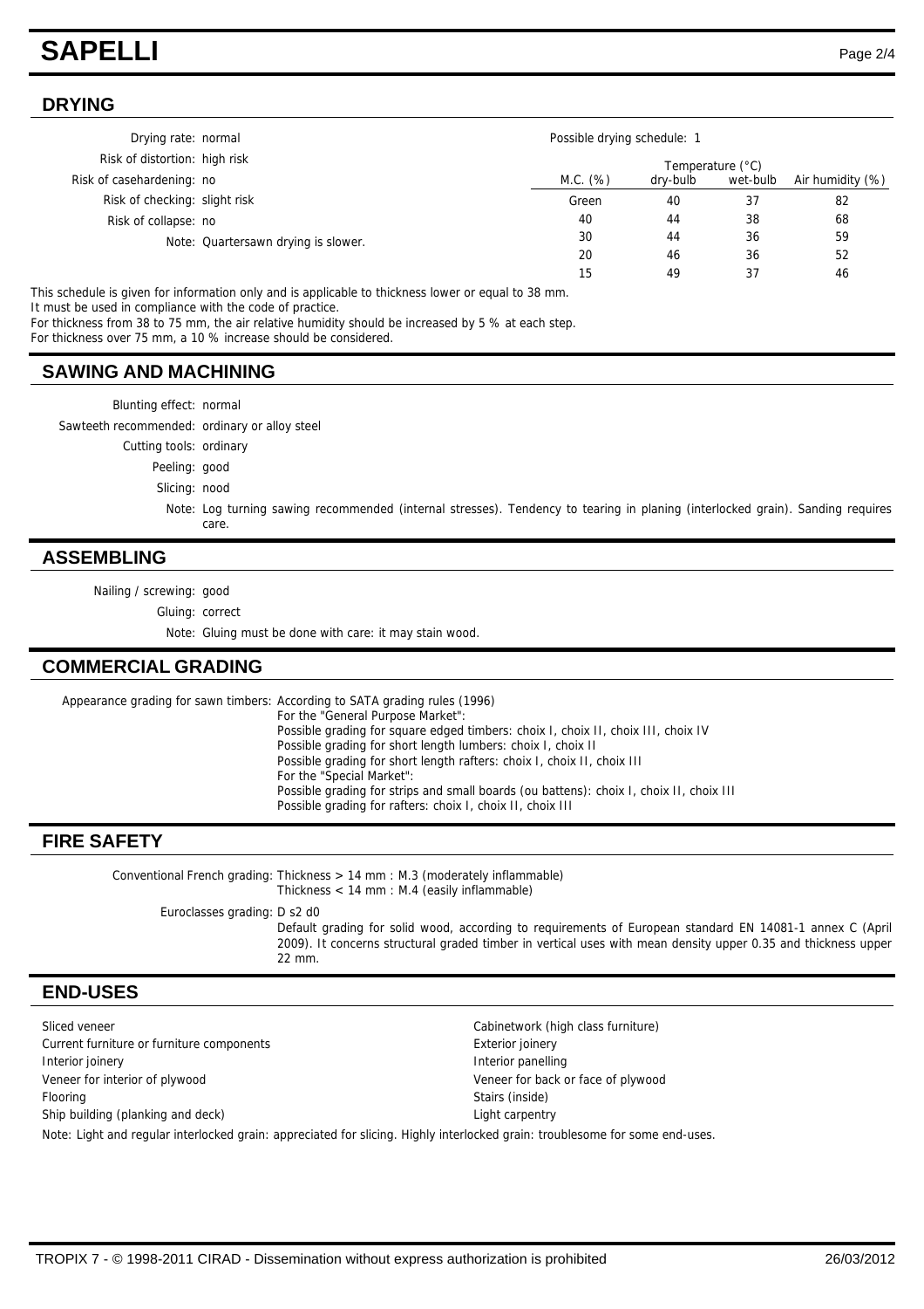# SAPELLI

## DRYING

Drying rate: normal
Risk of distortion: high risk
Risk of casehardening: no
Risk of checking: slight risk
Risk of collapse: no
Note: Quartersawn drying is slower.

Possible drying schedule: 1

| M.C. (%) | Temperature (°C) | | Air humidity (%) |
|---|---|---|---|
| | dry-bulb | wet-bulb | |
| Green | 40 | 37 | 82 |
| 40 | 44 | 38 | 68 |
| 30 | 44 | 36 | 59 |
| 20 | 46 | 36 | 52 |
| 15 | 49 | 37 | 46 |

This schedule is given for information only and is applicable to thickness lower or equal to 38 mm.
It must be used in compliance with the code of practice.
For thickness from 38 to 75 mm, the air relative humidity should be increased by 5 % at each step.
For thickness over 75 mm, a 10 % increase should be considered.

## SAWING AND MACHINING

Blunting effect: normal
Sawteeth recommended: ordinary or alloy steel
Cutting tools: ordinary
Peeling: good
Slicing: nood
Note: Log turning sawing recommended (internal stresses). Tendency to tearing in planing (interlocked grain). Sanding requires care.

## ASSEMBLING

Nailing / screwing: good
Gluing: correct
Note: Gluing must be done with care: it may stain wood.

## COMMERCIAL GRADING

Appearance grading for sawn timbers: According to SATA grading rules (1996)
For the "General Purpose Market":
Possible grading for square edged timbers: choix I, choix II, choix III, choix IV
Possible grading for short length lumbers: choix I, choix II
Possible grading for short length rafters: choix I, choix II, choix III
For the "Special Market":
Possible grading for strips and small boards (ou battens): choix I, choix II, choix III
Possible grading for rafters: choix I, choix II, choix III

## FIRE SAFETY

Conventional French grading: Thickness > 14 mm : M.3 (moderately inflammable)
Thickness < 14 mm : M.4 (easily inflammable)

Euroclasses grading: D s2 d0
Default grading for solid wood, according to requirements of European standard EN 14081-1 annex C (April 2009). It concerns structural graded timber in vertical uses with mean density upper 0.35 and thickness upper 22 mm.

## END-USES

- Sliced veneer
- Current furniture or furniture components
- Interior joinery
- Veneer for interior of plywood
- Flooring
- Ship building (planking and deck)
- Cabinetwork (high class furniture)
- Exterior joinery
- Interior panelling
- Veneer for back or face of plywood
- Stairs (inside)
- Light carpentry

Note: Light and regular interlocked grain: appreciated for slicing. Highly interlocked grain: troublesome for some end-uses.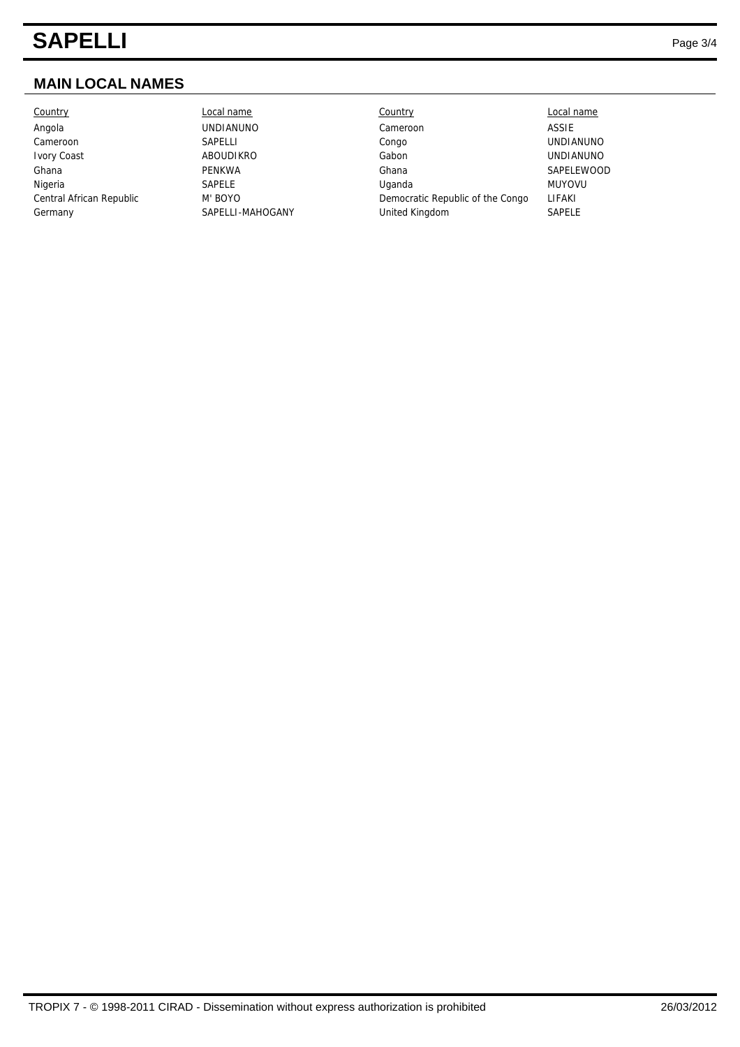## MAIN LOCAL NAMES

| Country | Local name | Country | Local name |
| --- | --- | --- | --- |
| Angola | UNDIANUNO | Cameroon | ASSIE |
| Cameroon | SAPELLI | Congo | UNDIANUNO |
| Ivory Coast | ABOUDIKRO | Gabon | UNDIANUNO |
| Ghana | PENKWA | Ghana | SAPELEWOOD |
| Nigeria | SAPELE | Uganda | MUYOVU |
| Central African Republic | M' BOYO | Democratic Republic of the Congo | LIFAKI |
| Germany | SAPELLI-MAHOGANY | United Kingdom | SAPELE |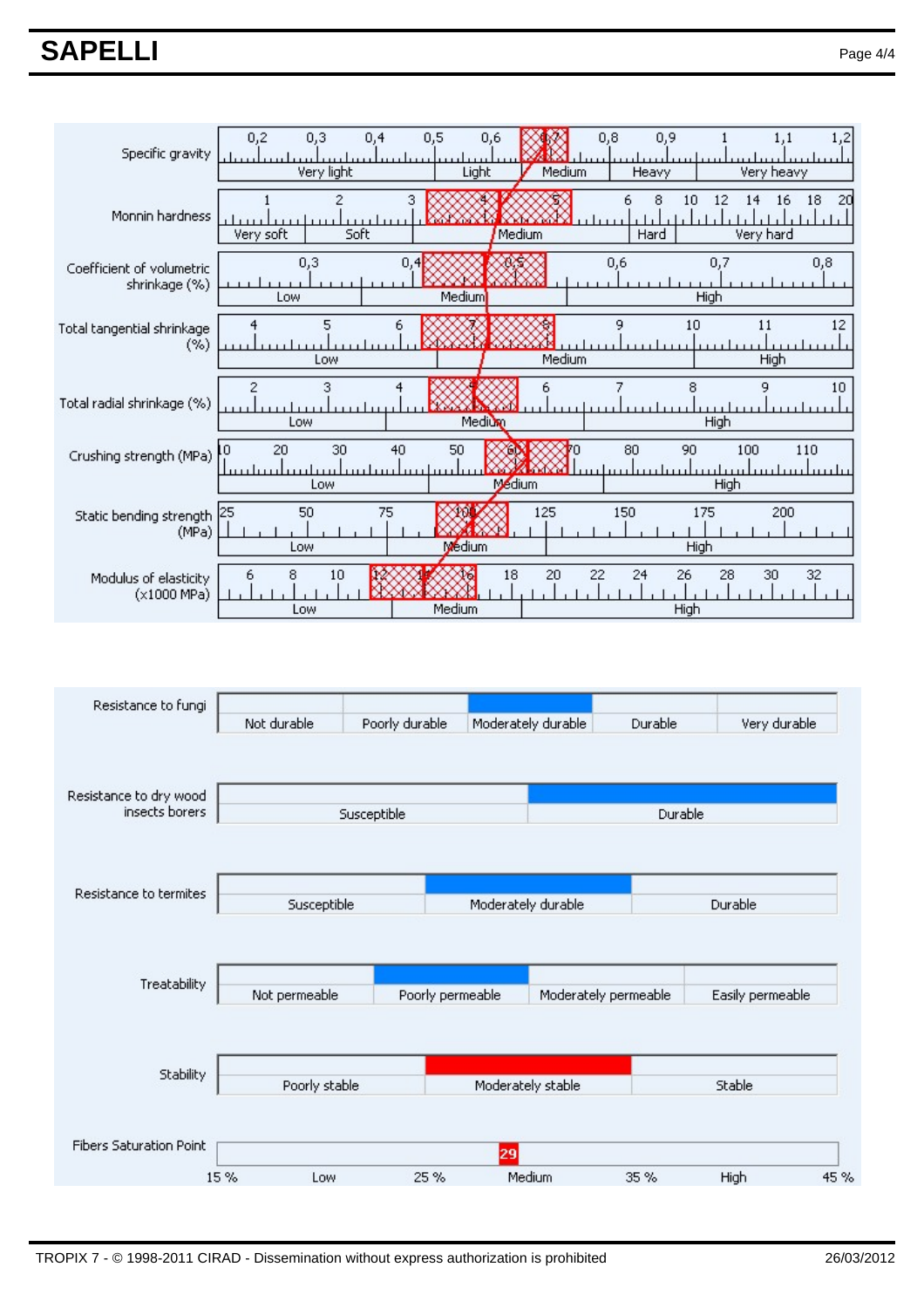# SAPELLI

Specific gravity
0,2 0,3 0,4 0,5 0,6 0,7 0,8 0,9 1 1,1 1,2
Very light | Light | Medium | Heavy | Very heavy

Monnin hardness
1 2 3 4 5 6 8 10 12 14 16 18 20
Very soft | Soft | Medium | Hard | Very hard

Coefficient of volumetric shrinkage (%)
0,3 0,4 0,5 0,6 0,7 0,8
Low | Medium | High

Total tangential shrinkage (%)
4 5 6 7 8 9 10 11 12
Low | Medium | High

Total radial shrinkage (%)
2 3 4 5 6 7 8 9 10
Low | Medium | High

Crushing strength (MPa)
10 20 30 40 50 60 70 80 90 100 110
Low | Medium | High

Static bending strength (MPa)
25 50 75 100 125 150 175 200
Low | Medium | High

Modulus of elasticity (x1000 MPa)
6 8 10 12 14 16 18 20 22 24 26 28 30 32
Low | Medium | High

Resistance to fungi
Not durable | Poorly durable | Moderately durable | Durable | Very durable

Resistance to dry wood insects borers
Susceptible | Durable

Resistance to termites
Susceptible | Moderately durable | Durable

Treatability
Not permeable | Poorly permeable | Moderately permeable | Easily permeable

Stability
Poorly stable | Moderately stable | Stable

Fibers Saturation Point
29
15 % Low 25 % Medium 35 % High 45 %

TROPIX 7 - © 1998-2011 CIRAD - Dissemination without express authorization is prohibited 26/03/2012